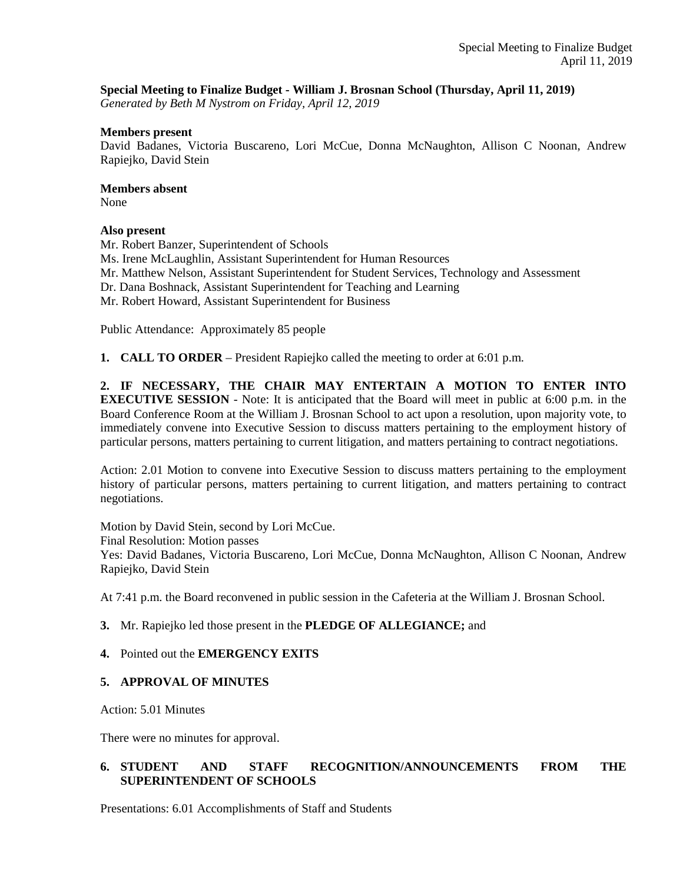**Special Meeting to Finalize Budget - William J. Brosnan School (Thursday, April 11, 2019)**
*Generated by Beth M Nystrom on Friday, April 12, 2019*

**Members present**
David Badanes, Victoria Buscareno, Lori McCue, Donna McNaughton, Allison C Noonan, Andrew Rapiejko, David Stein

**Members absent**
None

**Also present**
Mr. Robert Banzer, Superintendent of Schools
Ms. Irene McLaughlin, Assistant Superintendent for Human Resources
Mr. Matthew Nelson, Assistant Superintendent for Student Services, Technology and Assessment
Dr. Dana Boshnack, Assistant Superintendent for Teaching and Learning
Mr. Robert Howard, Assistant Superintendent for Business

Public Attendance: Approximately 85 people

**1. CALL TO ORDER** – President Rapiejko called the meeting to order at 6:01 p.m.

**2. IF NECESSARY, THE CHAIR MAY ENTERTAIN A MOTION TO ENTER INTO EXECUTIVE SESSION** - Note: It is anticipated that the Board will meet in public at 6:00 p.m. in the Board Conference Room at the William J. Brosnan School to act upon a resolution, upon majority vote, to immediately convene into Executive Session to discuss matters pertaining to the employment history of particular persons, matters pertaining to current litigation, and matters pertaining to contract negotiations.

Action: 2.01 Motion to convene into Executive Session to discuss matters pertaining to the employment history of particular persons, matters pertaining to current litigation, and matters pertaining to contract negotiations.

Motion by David Stein, second by Lori McCue.
Final Resolution: Motion passes
Yes: David Badanes, Victoria Buscareno, Lori McCue, Donna McNaughton, Allison C Noonan, Andrew Rapiejko, David Stein

At 7:41 p.m. the Board reconvened in public session in the Cafeteria at the William J. Brosnan School.

**3.** Mr. Rapiejko led those present in the **PLEDGE OF ALLEGIANCE;** and

**4.** Pointed out the **EMERGENCY EXITS**

**5. APPROVAL OF MINUTES**

Action: 5.01 Minutes

There were no minutes for approval.

**6. STUDENT AND STAFF RECOGNITION/ANNOUNCEMENTS FROM THE SUPERINTENDENT OF SCHOOLS**

Presentations: 6.01 Accomplishments of Staff and Students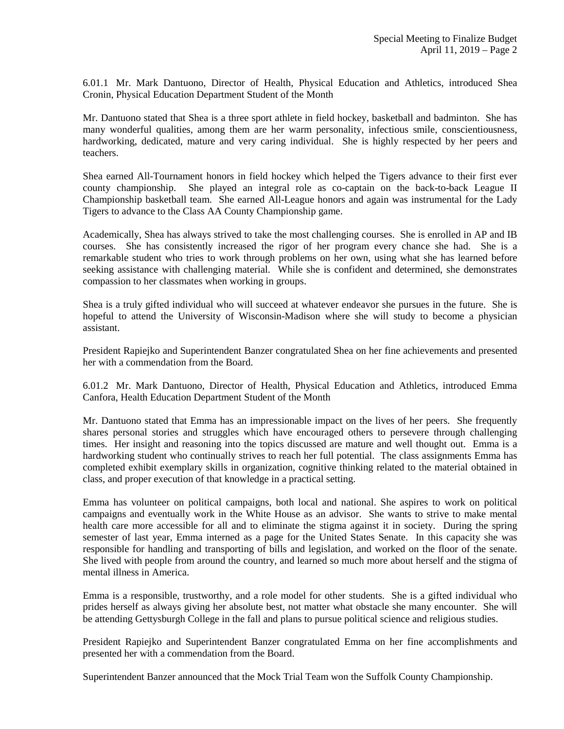6.01.1 Mr. Mark Dantuono, Director of Health, Physical Education and Athletics, introduced Shea Cronin, Physical Education Department Student of the Month

Mr. Dantuono stated that Shea is a three sport athlete in field hockey, basketball and badminton. She has many wonderful qualities, among them are her warm personality, infectious smile, conscientiousness, hardworking, dedicated, mature and very caring individual. She is highly respected by her peers and teachers.

Shea earned All-Tournament honors in field hockey which helped the Tigers advance to their first ever county championship. She played an integral role as co-captain on the back-to-back League II Championship basketball team. She earned All-League honors and again was instrumental for the Lady Tigers to advance to the Class AA County Championship game.

Academically, Shea has always strived to take the most challenging courses. She is enrolled in AP and IB courses. She has consistently increased the rigor of her program every chance she had. She is a remarkable student who tries to work through problems on her own, using what she has learned before seeking assistance with challenging material. While she is confident and determined, she demonstrates compassion to her classmates when working in groups.

Shea is a truly gifted individual who will succeed at whatever endeavor she pursues in the future. She is hopeful to attend the University of Wisconsin-Madison where she will study to become a physician assistant.

President Rapiejko and Superintendent Banzer congratulated Shea on her fine achievements and presented her with a commendation from the Board.

6.01.2 Mr. Mark Dantuono, Director of Health, Physical Education and Athletics, introduced Emma Canfora, Health Education Department Student of the Month

Mr. Dantuono stated that Emma has an impressionable impact on the lives of her peers. She frequently shares personal stories and struggles which have encouraged others to persevere through challenging times. Her insight and reasoning into the topics discussed are mature and well thought out. Emma is a hardworking student who continually strives to reach her full potential. The class assignments Emma has completed exhibit exemplary skills in organization, cognitive thinking related to the material obtained in class, and proper execution of that knowledge in a practical setting.

Emma has volunteer on political campaigns, both local and national. She aspires to work on political campaigns and eventually work in the White House as an advisor. She wants to strive to make mental health care more accessible for all and to eliminate the stigma against it in society. During the spring semester of last year, Emma interned as a page for the United States Senate. In this capacity she was responsible for handling and transporting of bills and legislation, and worked on the floor of the senate. She lived with people from around the country, and learned so much more about herself and the stigma of mental illness in America.

Emma is a responsible, trustworthy, and a role model for other students. She is a gifted individual who prides herself as always giving her absolute best, not matter what obstacle she many encounter. She will be attending Gettysburgh College in the fall and plans to pursue political science and religious studies.

President Rapiejko and Superintendent Banzer congratulated Emma on her fine accomplishments and presented her with a commendation from the Board.

Superintendent Banzer announced that the Mock Trial Team won the Suffolk County Championship.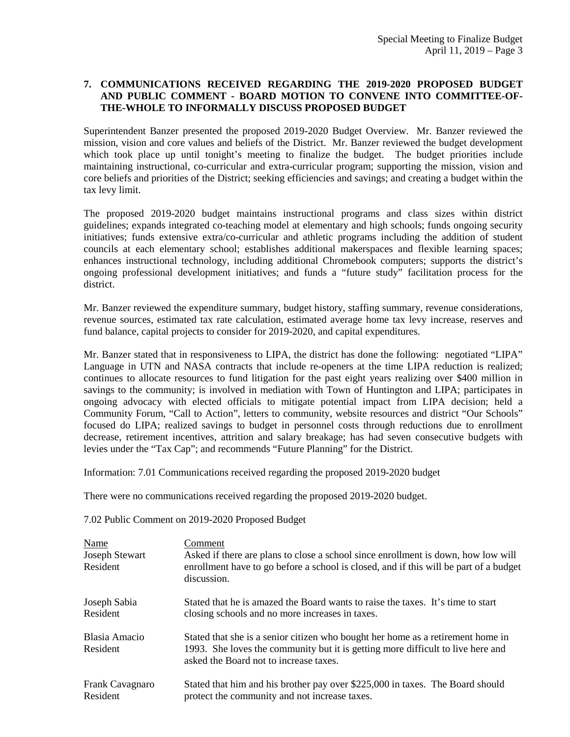**7. COMMUNICATIONS RECEIVED REGARDING THE 2019-2020 PROPOSED BUDGET AND PUBLIC COMMENT - BOARD MOTION TO CONVENE INTO COMMITTEE-OF-THE-WHOLE TO INFORMALLY DISCUSS PROPOSED BUDGET**

Superintendent Banzer presented the proposed 2019-2020 Budget Overview. Mr. Banzer reviewed the mission, vision and core values and beliefs of the District. Mr. Banzer reviewed the budget development which took place up until tonight's meeting to finalize the budget. The budget priorities include maintaining instructional, co-curricular and extra-curricular program; supporting the mission, vision and core beliefs and priorities of the District; seeking efficiencies and savings; and creating a budget within the tax levy limit.

The proposed 2019-2020 budget maintains instructional programs and class sizes within district guidelines; expands integrated co-teaching model at elementary and high schools; funds ongoing security initiatives; funds extensive extra/co-curricular and athletic programs including the addition of student councils at each elementary school; establishes additional makerspaces and flexible learning spaces; enhances instructional technology, including additional Chromebook computers; supports the district's ongoing professional development initiatives; and funds a "future study" facilitation process for the district.

Mr. Banzer reviewed the expenditure summary, budget history, staffing summary, revenue considerations, revenue sources, estimated tax rate calculation, estimated average home tax levy increase, reserves and fund balance, capital projects to consider for 2019-2020, and capital expenditures.

Mr. Banzer stated that in responsiveness to LIPA, the district has done the following: negotiated "LIPA" Language in UTN and NASA contracts that include re-openers at the time LIPA reduction is realized; continues to allocate resources to fund litigation for the past eight years realizing over $400 million in savings to the community; is involved in mediation with Town of Huntington and LIPA; participates in ongoing advocacy with elected officials to mitigate potential impact from LIPA decision; held a Community Forum, "Call to Action", letters to community, website resources and district "Our Schools" focused do LIPA; realized savings to budget in personnel costs through reductions due to enrollment decrease, retirement incentives, attrition and salary breakage; has had seven consecutive budgets with levies under the "Tax Cap"; and recommends "Future Planning" for the District.

Information: 7.01 Communications received regarding the proposed 2019-2020 budget

There were no communications received regarding the proposed 2019-2020 budget.

7.02 Public Comment on 2019-2020 Proposed Budget

| Name | Comment |
|---|---|
| Joseph Stewart<br>Resident | Asked if there are plans to close a school since enrollment is down, how low will enrollment have to go before a school is closed, and if this will be part of a budget discussion. |
| Joseph Sabia<br>Resident | Stated that he is amazed the Board wants to raise the taxes. It's time to start closing schools and no more increases in taxes. |
| Blasia Amacio<br>Resident | Stated that she is a senior citizen who bought her home as a retirement home in 1993. She loves the community but it is getting more difficult to live here and asked the Board not to increase taxes. |
| Frank Cavagnaro<br>Resident | Stated that him and his brother pay over $225,000 in taxes. The Board should protect the community and not increase taxes. |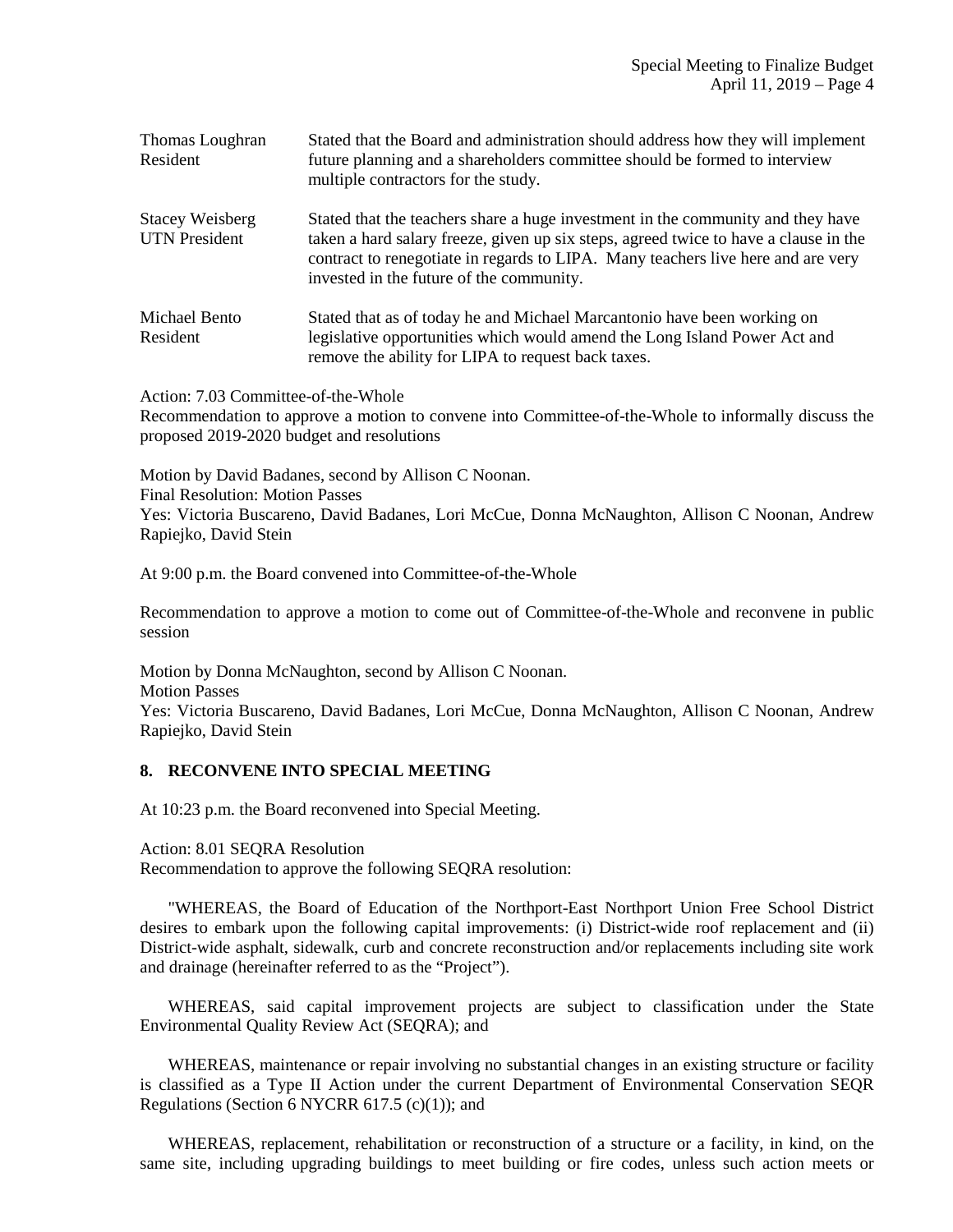| | |
|---|---|
| Thomas Loughran<br>Resident | Stated that the Board and administration should address how they will implement future planning and a shareholders committee should be formed to interview multiple contractors for the study. |
| Stacey Weisberg<br>UTN President | Stated that the teachers share a huge investment in the community and they have taken a hard salary freeze, given up six steps, agreed twice to have a clause in the contract to renegotiate in regards to LIPA. Many teachers live here and are very invested in the future of the community. |
| Michael Bento<br>Resident | Stated that as of today he and Michael Marcantonio have been working on legislative opportunities which would amend the Long Island Power Act and remove the ability for LIPA to request back taxes. |

Action: 7.03 Committee-of-the-Whole
Recommendation to approve a motion to convene into Committee-of-the-Whole to informally discuss the proposed 2019-2020 budget and resolutions

Motion by David Badanes, second by Allison C Noonan.
Final Resolution: Motion Passes
Yes: Victoria Buscareno, David Badanes, Lori McCue, Donna McNaughton, Allison C Noonan, Andrew Rapiejko, David Stein

At 9:00 p.m. the Board convened into Committee-of-the-Whole

Recommendation to approve a motion to come out of Committee-of-the-Whole and reconvene in public session

Motion by Donna McNaughton, second by Allison C Noonan.
Motion Passes
Yes: Victoria Buscareno, David Badanes, Lori McCue, Donna McNaughton, Allison C Noonan, Andrew Rapiejko, David Stein

## 8. RECONVENE INTO SPECIAL MEETING

At 10:23 p.m. the Board reconvened into Special Meeting.

Action: 8.01 SEQRA Resolution
Recommendation to approve the following SEQRA resolution:

"WHEREAS, the Board of Education of the Northport-East Northport Union Free School District desires to embark upon the following capital improvements: (i) District-wide roof replacement and (ii) District-wide asphalt, sidewalk, curb and concrete reconstruction and/or replacements including site work and drainage (hereinafter referred to as the "Project").

WHEREAS, said capital improvement projects are subject to classification under the State Environmental Quality Review Act (SEQRA); and

WHEREAS, maintenance or repair involving no substantial changes in an existing structure or facility is classified as a Type II Action under the current Department of Environmental Conservation SEQR Regulations (Section 6 NYCRR 617.5 (c)(1)); and

WHEREAS, replacement, rehabilitation or reconstruction of a structure or a facility, in kind, on the same site, including upgrading buildings to meet building or fire codes, unless such action meets or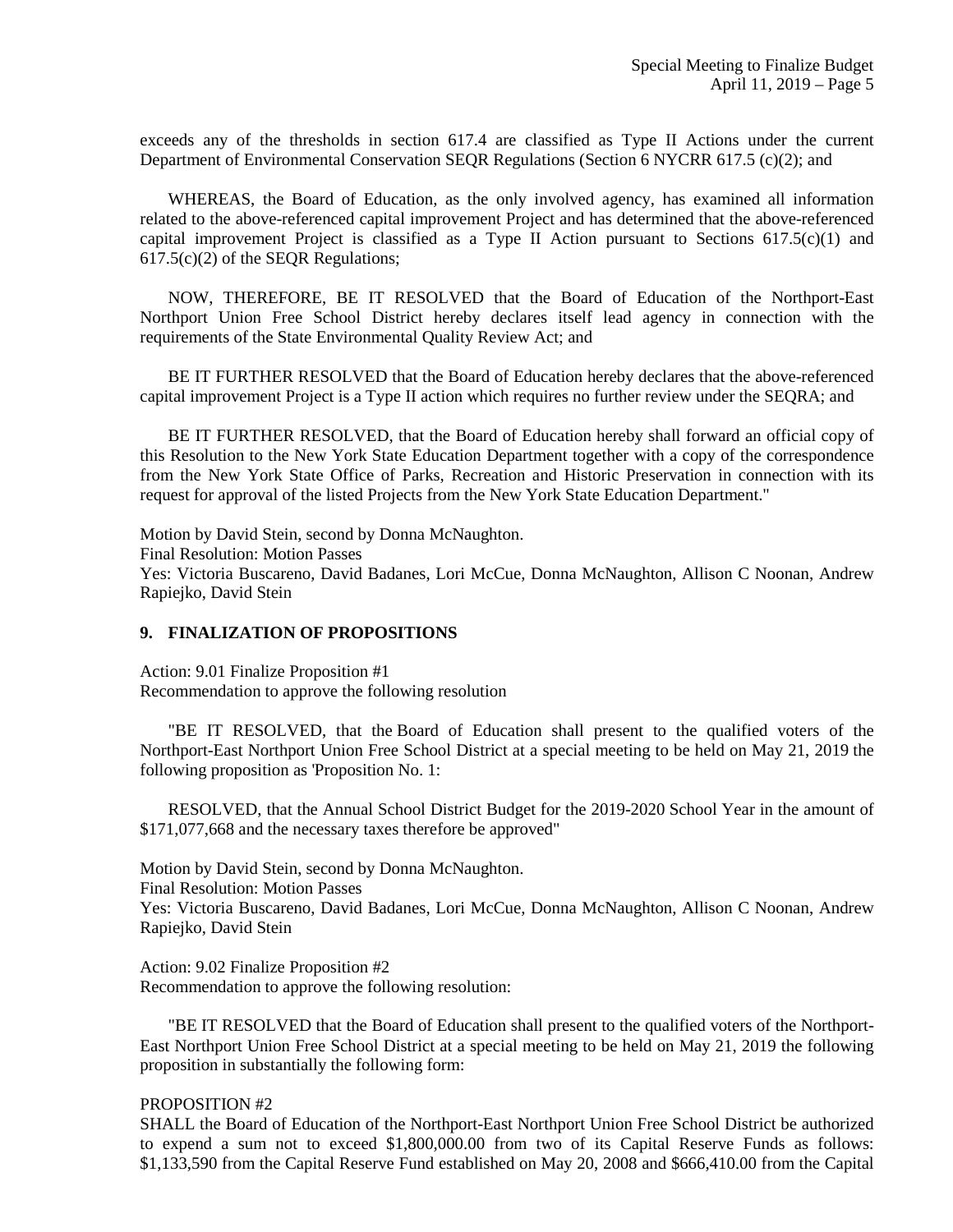exceeds any of the thresholds in section 617.4 are classified as Type II Actions under the current Department of Environmental Conservation SEQR Regulations (Section 6 NYCRR 617.5 (c)(2); and

WHEREAS, the Board of Education, as the only involved agency, has examined all information related to the above-referenced capital improvement Project and has determined that the above-referenced capital improvement Project is classified as a Type II Action pursuant to Sections 617.5(c)(1) and 617.5(c)(2) of the SEQR Regulations;

NOW, THEREFORE, BE IT RESOLVED that the Board of Education of the Northport-East Northport Union Free School District hereby declares itself lead agency in connection with the requirements of the State Environmental Quality Review Act; and

BE IT FURTHER RESOLVED that the Board of Education hereby declares that the above-referenced capital improvement Project is a Type II action which requires no further review under the SEQRA; and

BE IT FURTHER RESOLVED, that the Board of Education hereby shall forward an official copy of this Resolution to the New York State Education Department together with a copy of the correspondence from the New York State Office of Parks, Recreation and Historic Preservation in connection with its request for approval of the listed Projects from the New York State Education Department."

Motion by David Stein, second by Donna McNaughton.
Final Resolution: Motion Passes
Yes: Victoria Buscareno, David Badanes, Lori McCue, Donna McNaughton, Allison C Noonan, Andrew Rapiejko, David Stein

## 9. FINALIZATION OF PROPOSITIONS

Action: 9.01 Finalize Proposition #1
Recommendation to approve the following resolution

"BE IT RESOLVED, that the Board of Education shall present to the qualified voters of the Northport-East Northport Union Free School District at a special meeting to be held on May 21, 2019 the following proposition as 'Proposition No. 1:

RESOLVED, that the Annual School District Budget for the 2019-2020 School Year in the amount of $171,077,668 and the necessary taxes therefore be approved"

Motion by David Stein, second by Donna McNaughton.
Final Resolution: Motion Passes
Yes: Victoria Buscareno, David Badanes, Lori McCue, Donna McNaughton, Allison C Noonan, Andrew Rapiejko, David Stein

Action: 9.02 Finalize Proposition #2
Recommendation to approve the following resolution:

"BE IT RESOLVED that the Board of Education shall present to the qualified voters of the Northport-East Northport Union Free School District at a special meeting to be held on May 21, 2019 the following proposition in substantially the following form:

PROPOSITION #2
SHALL the Board of Education of the Northport-East Northport Union Free School District be authorized to expend a sum not to exceed $1,800,000.00 from two of its Capital Reserve Funds as follows: $1,133,590 from the Capital Reserve Fund established on May 20, 2008 and $666,410.00 from the Capital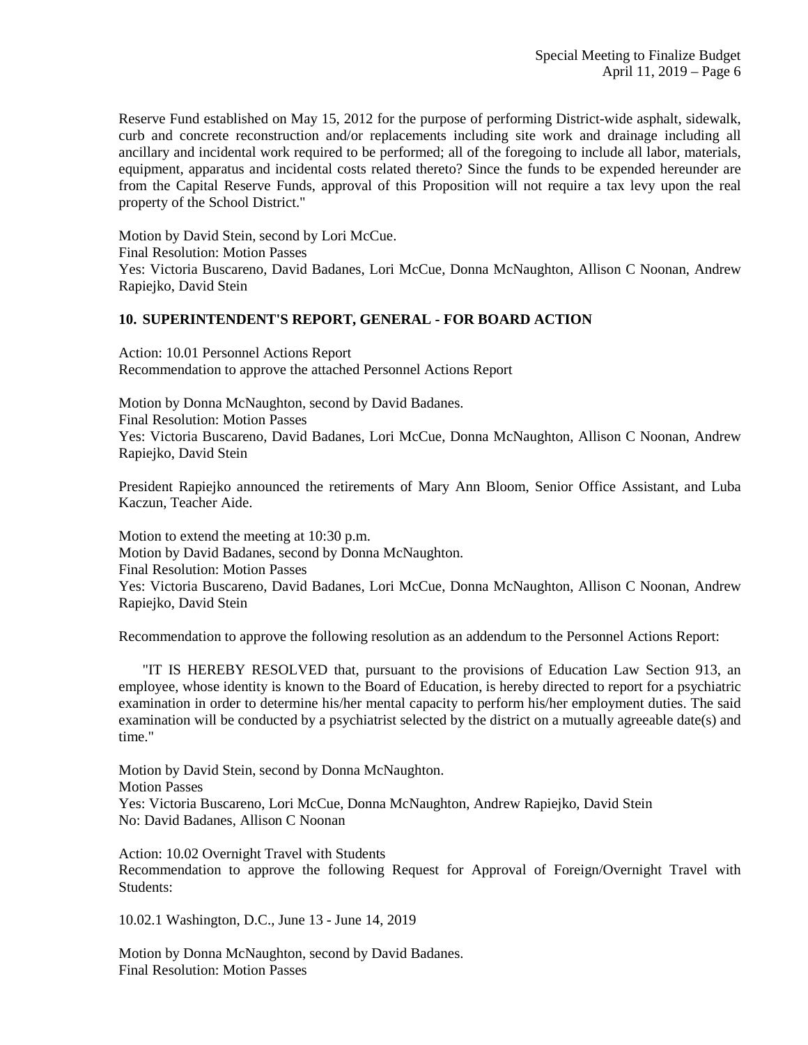Reserve Fund established on May 15, 2012 for the purpose of performing District-wide asphalt, sidewalk, curb and concrete reconstruction and/or replacements including site work and drainage including all ancillary and incidental work required to be performed; all of the foregoing to include all labor, materials, equipment, apparatus and incidental costs related thereto? Since the funds to be expended hereunder are from the Capital Reserve Funds, approval of this Proposition will not require a tax levy upon the real property of the School District."

Motion by David Stein, second by Lori McCue.
Final Resolution: Motion Passes
Yes: Victoria Buscareno, David Badanes, Lori McCue, Donna McNaughton, Allison C Noonan, Andrew Rapiejko, David Stein

## 10. SUPERINTENDENT'S REPORT, GENERAL - FOR BOARD ACTION

Action: 10.01 Personnel Actions Report
Recommendation to approve the attached Personnel Actions Report

Motion by Donna McNaughton, second by David Badanes.
Final Resolution: Motion Passes
Yes: Victoria Buscareno, David Badanes, Lori McCue, Donna McNaughton, Allison C Noonan, Andrew Rapiejko, David Stein

President Rapiejko announced the retirements of Mary Ann Bloom, Senior Office Assistant, and Luba Kaczun, Teacher Aide.

Motion to extend the meeting at 10:30 p.m.
Motion by David Badanes, second by Donna McNaughton.
Final Resolution: Motion Passes
Yes: Victoria Buscareno, David Badanes, Lori McCue, Donna McNaughton, Allison C Noonan, Andrew Rapiejko, David Stein

Recommendation to approve the following resolution as an addendum to the Personnel Actions Report:

"IT IS HEREBY RESOLVED that, pursuant to the provisions of Education Law Section 913, an employee, whose identity is known to the Board of Education, is hereby directed to report for a psychiatric examination in order to determine his/her mental capacity to perform his/her employment duties. The said examination will be conducted by a psychiatrist selected by the district on a mutually agreeable date(s) and time."

Motion by David Stein, second by Donna McNaughton.
Motion Passes
Yes: Victoria Buscareno, Lori McCue, Donna McNaughton, Andrew Rapiejko, David Stein
No: David Badanes, Allison C Noonan

Action: 10.02 Overnight Travel with Students
Recommendation to approve the following Request for Approval of Foreign/Overnight Travel with Students:

10.02.1 Washington, D.C., June 13 - June 14, 2019

Motion by Donna McNaughton, second by David Badanes.
Final Resolution: Motion Passes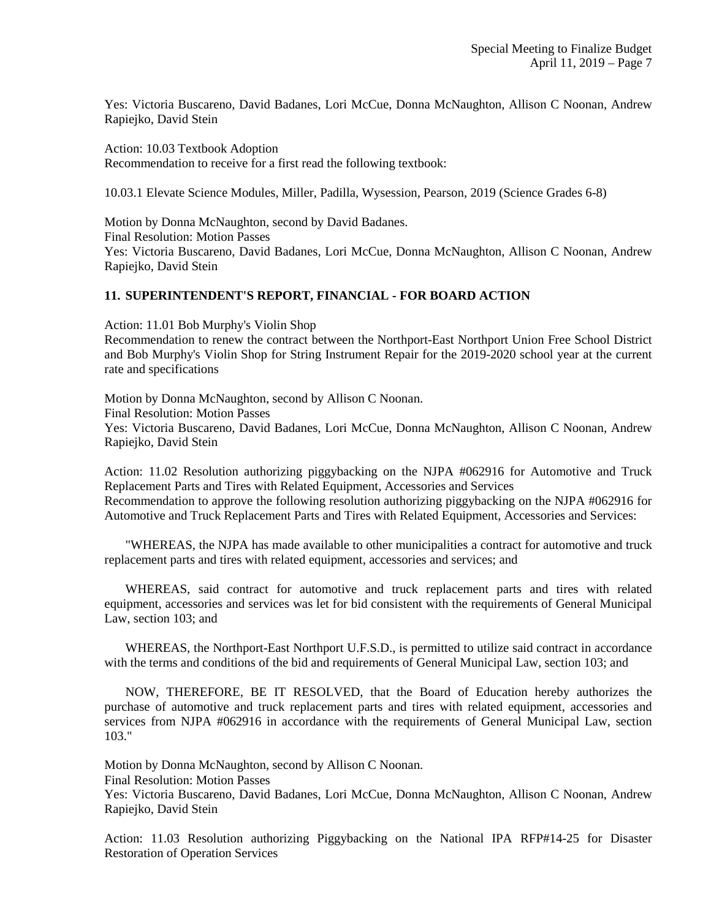Yes: Victoria Buscareno, David Badanes, Lori McCue, Donna McNaughton, Allison C Noonan, Andrew Rapiejko, David Stein

Action: 10.03 Textbook Adoption
Recommendation to receive for a first read the following textbook:

10.03.1 Elevate Science Modules, Miller, Padilla, Wysession, Pearson, 2019 (Science Grades 6-8)

Motion by Donna McNaughton, second by David Badanes.
Final Resolution: Motion Passes
Yes: Victoria Buscareno, David Badanes, Lori McCue, Donna McNaughton, Allison C Noonan, Andrew Rapiejko, David Stein

## 11. SUPERINTENDENT'S REPORT, FINANCIAL - FOR BOARD ACTION

Action: 11.01 Bob Murphy's Violin Shop
Recommendation to renew the contract between the Northport-East Northport Union Free School District and Bob Murphy's Violin Shop for String Instrument Repair for the 2019-2020 school year at the current rate and specifications

Motion by Donna McNaughton, second by Allison C Noonan.
Final Resolution: Motion Passes
Yes: Victoria Buscareno, David Badanes, Lori McCue, Donna McNaughton, Allison C Noonan, Andrew Rapiejko, David Stein

Action: 11.02 Resolution authorizing piggybacking on the NJPA #062916 for Automotive and Truck Replacement Parts and Tires with Related Equipment, Accessories and Services
Recommendation to approve the following resolution authorizing piggybacking on the NJPA #062916 for Automotive and Truck Replacement Parts and Tires with Related Equipment, Accessories and Services:

"WHEREAS, the NJPA has made available to other municipalities a contract for automotive and truck replacement parts and tires with related equipment, accessories and services; and

WHEREAS, said contract for automotive and truck replacement parts and tires with related equipment, accessories and services was let for bid consistent with the requirements of General Municipal Law, section 103; and

WHEREAS, the Northport-East Northport U.F.S.D., is permitted to utilize said contract in accordance with the terms and conditions of the bid and requirements of General Municipal Law, section 103; and

NOW, THEREFORE, BE IT RESOLVED, that the Board of Education hereby authorizes the purchase of automotive and truck replacement parts and tires with related equipment, accessories and services from NJPA #062916 in accordance with the requirements of General Municipal Law, section 103."

Motion by Donna McNaughton, second by Allison C Noonan.
Final Resolution: Motion Passes
Yes: Victoria Buscareno, David Badanes, Lori McCue, Donna McNaughton, Allison C Noonan, Andrew Rapiejko, David Stein

Action: 11.03 Resolution authorizing Piggybacking on the National IPA RFP#14-25 for Disaster Restoration of Operation Services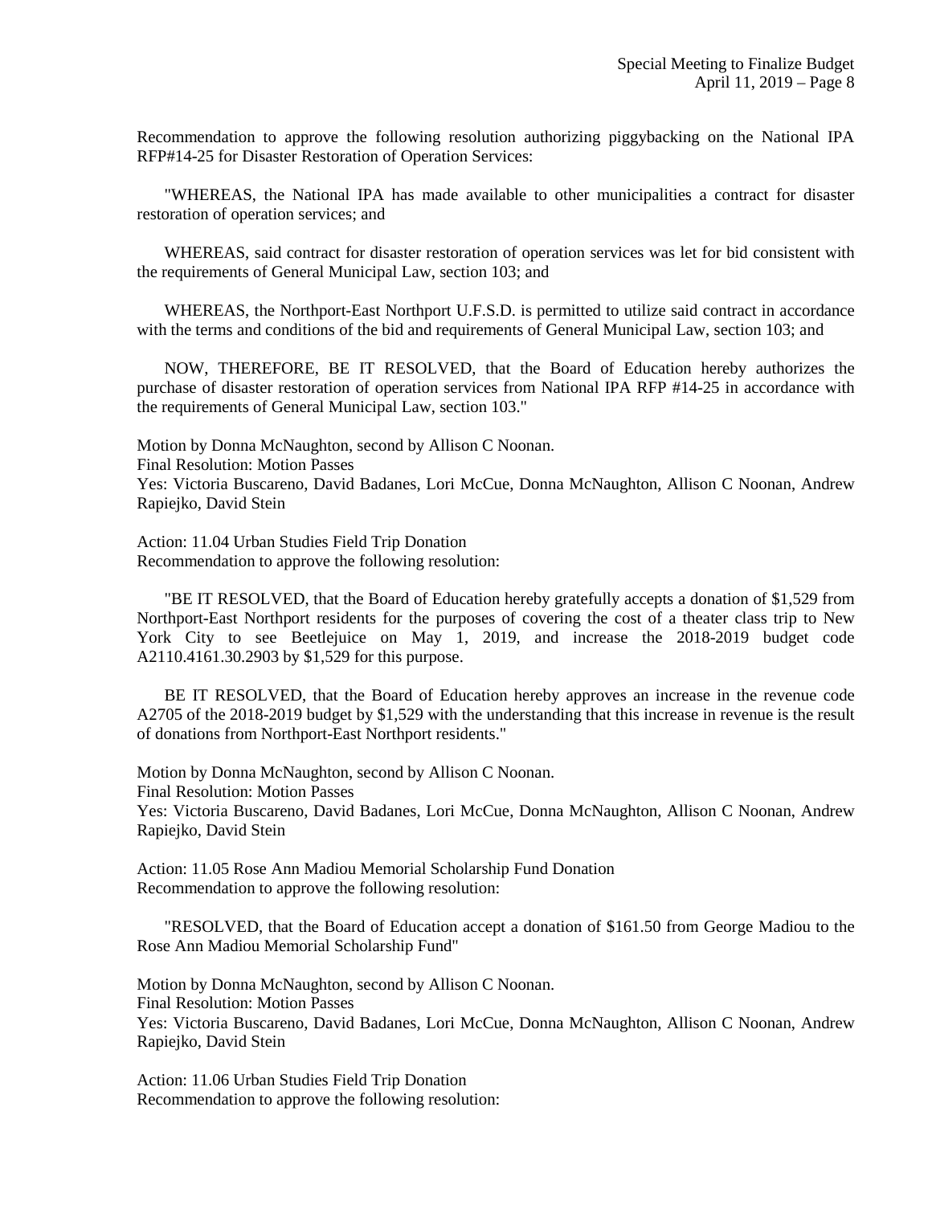Recommendation to approve the following resolution authorizing piggybacking on the National IPA RFP#14-25 for Disaster Restoration of Operation Services:

"WHEREAS, the National IPA has made available to other municipalities a contract for disaster restoration of operation services; and

WHEREAS, said contract for disaster restoration of operation services was let for bid consistent with the requirements of General Municipal Law, section 103; and

WHEREAS, the Northport-East Northport U.F.S.D. is permitted to utilize said contract in accordance with the terms and conditions of the bid and requirements of General Municipal Law, section 103; and

NOW, THEREFORE, BE IT RESOLVED, that the Board of Education hereby authorizes the purchase of disaster restoration of operation services from National IPA RFP #14-25 in accordance with the requirements of General Municipal Law, section 103."

Motion by Donna McNaughton, second by Allison C Noonan.
Final Resolution: Motion Passes
Yes: Victoria Buscareno, David Badanes, Lori McCue, Donna McNaughton, Allison C Noonan, Andrew Rapiejko, David Stein

Action: 11.04 Urban Studies Field Trip Donation
Recommendation to approve the following resolution:

"BE IT RESOLVED, that the Board of Education hereby gratefully accepts a donation of $1,529 from Northport-East Northport residents for the purposes of covering the cost of a theater class trip to New York City to see Beetlejuice on May 1, 2019, and increase the 2018-2019 budget code A2110.4161.30.2903 by $1,529 for this purpose.

BE IT RESOLVED, that the Board of Education hereby approves an increase in the revenue code A2705 of the 2018-2019 budget by $1,529 with the understanding that this increase in revenue is the result of donations from Northport-East Northport residents."

Motion by Donna McNaughton, second by Allison C Noonan.
Final Resolution: Motion Passes
Yes: Victoria Buscareno, David Badanes, Lori McCue, Donna McNaughton, Allison C Noonan, Andrew Rapiejko, David Stein

Action: 11.05 Rose Ann Madiou Memorial Scholarship Fund Donation
Recommendation to approve the following resolution:

"RESOLVED, that the Board of Education accept a donation of $161.50 from George Madiou to the Rose Ann Madiou Memorial Scholarship Fund"

Motion by Donna McNaughton, second by Allison C Noonan.
Final Resolution: Motion Passes
Yes: Victoria Buscareno, David Badanes, Lori McCue, Donna McNaughton, Allison C Noonan, Andrew Rapiejko, David Stein

Action: 11.06 Urban Studies Field Trip Donation
Recommendation to approve the following resolution: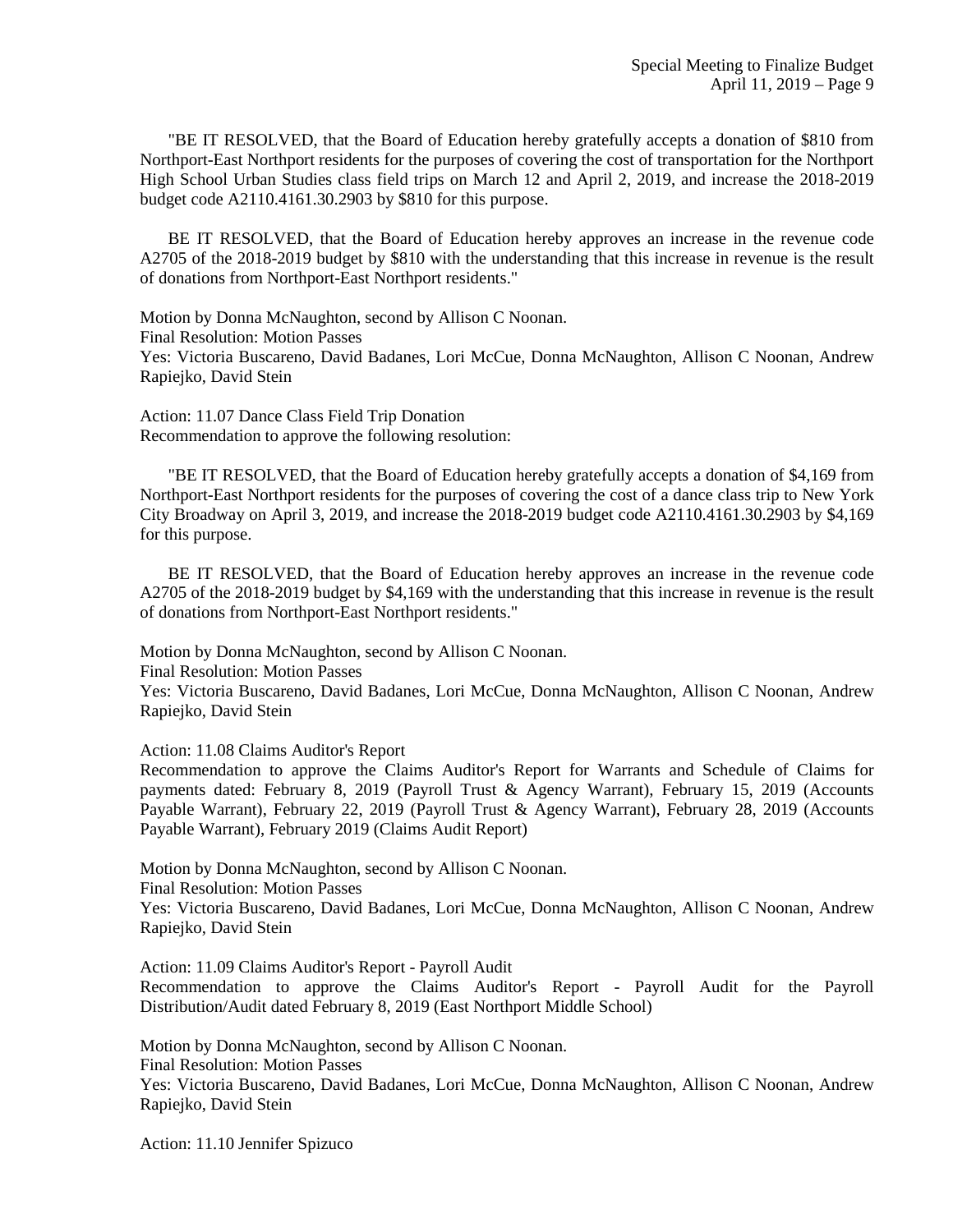"BE IT RESOLVED, that the Board of Education hereby gratefully accepts a donation of $810 from Northport-East Northport residents for the purposes of covering the cost of transportation for the Northport High School Urban Studies class field trips on March 12 and April 2, 2019, and increase the 2018-2019 budget code A2110.4161.30.2903 by $810 for this purpose.

BE IT RESOLVED, that the Board of Education hereby approves an increase in the revenue code A2705 of the 2018-2019 budget by $810 with the understanding that this increase in revenue is the result of donations from Northport-East Northport residents."

Motion by Donna McNaughton, second by Allison C Noonan.
Final Resolution: Motion Passes
Yes: Victoria Buscareno, David Badanes, Lori McCue, Donna McNaughton, Allison C Noonan, Andrew Rapiejko, David Stein

Action: 11.07 Dance Class Field Trip Donation
Recommendation to approve the following resolution:

"BE IT RESOLVED, that the Board of Education hereby gratefully accepts a donation of $4,169 from Northport-East Northport residents for the purposes of covering the cost of a dance class trip to New York City Broadway on April 3, 2019, and increase the 2018-2019 budget code A2110.4161.30.2903 by $4,169 for this purpose.

BE IT RESOLVED, that the Board of Education hereby approves an increase in the revenue code A2705 of the 2018-2019 budget by $4,169 with the understanding that this increase in revenue is the result of donations from Northport-East Northport residents."

Motion by Donna McNaughton, second by Allison C Noonan.
Final Resolution: Motion Passes
Yes: Victoria Buscareno, David Badanes, Lori McCue, Donna McNaughton, Allison C Noonan, Andrew Rapiejko, David Stein

Action: 11.08 Claims Auditor's Report
Recommendation to approve the Claims Auditor's Report for Warrants and Schedule of Claims for payments dated: February 8, 2019 (Payroll Trust & Agency Warrant), February 15, 2019 (Accounts Payable Warrant), February 22, 2019 (Payroll Trust & Agency Warrant), February 28, 2019 (Accounts Payable Warrant), February 2019 (Claims Audit Report)

Motion by Donna McNaughton, second by Allison C Noonan.
Final Resolution: Motion Passes
Yes: Victoria Buscareno, David Badanes, Lori McCue, Donna McNaughton, Allison C Noonan, Andrew Rapiejko, David Stein

Action: 11.09 Claims Auditor's Report - Payroll Audit
Recommendation to approve the Claims Auditor's Report - Payroll Audit for the Payroll Distribution/Audit dated February 8, 2019 (East Northport Middle School)

Motion by Donna McNaughton, second by Allison C Noonan.
Final Resolution: Motion Passes
Yes: Victoria Buscareno, David Badanes, Lori McCue, Donna McNaughton, Allison C Noonan, Andrew Rapiejko, David Stein

Action: 11.10 Jennifer Spizuco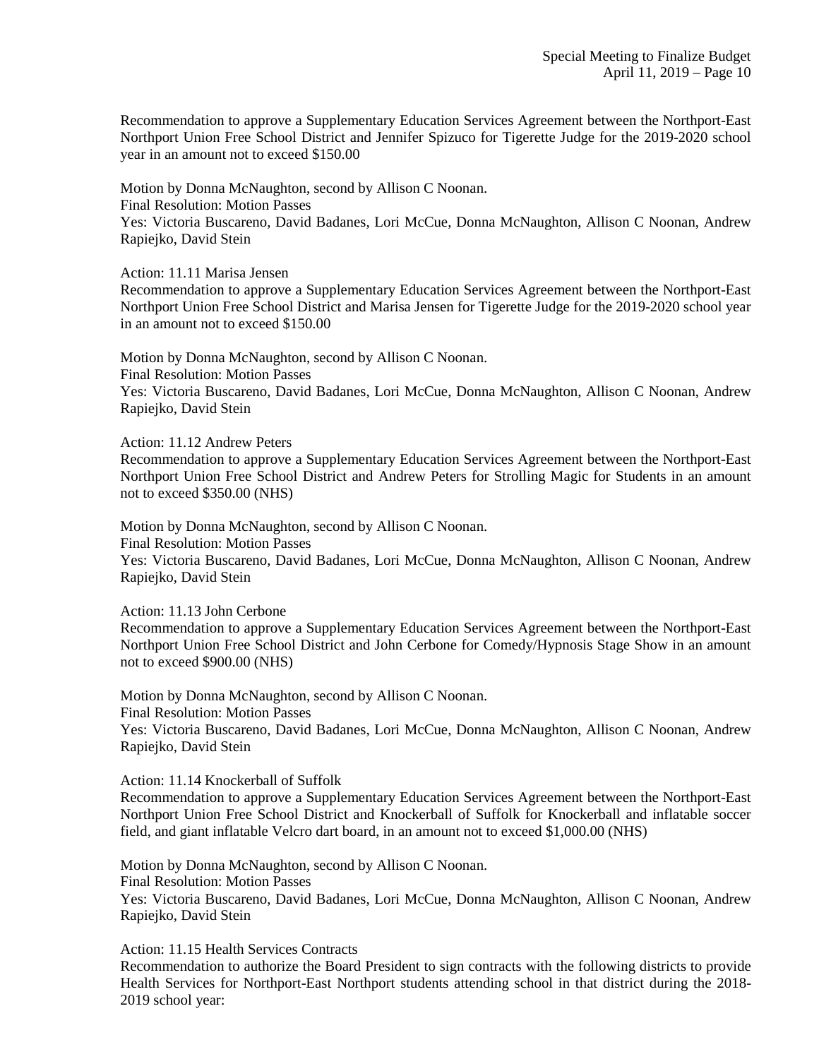Recommendation to approve a Supplementary Education Services Agreement between the Northport-East Northport Union Free School District and Jennifer Spizuco for Tigerette Judge for the 2019-2020 school year in an amount not to exceed $150.00

Motion by Donna McNaughton, second by Allison C Noonan.
Final Resolution: Motion Passes
Yes: Victoria Buscareno, David Badanes, Lori McCue, Donna McNaughton, Allison C Noonan, Andrew Rapiejko, David Stein

Action: 11.11 Marisa Jensen
Recommendation to approve a Supplementary Education Services Agreement between the Northport-East Northport Union Free School District and Marisa Jensen for Tigerette Judge for the 2019-2020 school year in an amount not to exceed $150.00

Motion by Donna McNaughton, second by Allison C Noonan.
Final Resolution: Motion Passes
Yes: Victoria Buscareno, David Badanes, Lori McCue, Donna McNaughton, Allison C Noonan, Andrew Rapiejko, David Stein

Action: 11.12 Andrew Peters
Recommendation to approve a Supplementary Education Services Agreement between the Northport-East Northport Union Free School District and Andrew Peters for Strolling Magic for Students in an amount not to exceed $350.00 (NHS)

Motion by Donna McNaughton, second by Allison C Noonan.
Final Resolution: Motion Passes
Yes: Victoria Buscareno, David Badanes, Lori McCue, Donna McNaughton, Allison C Noonan, Andrew Rapiejko, David Stein

Action: 11.13 John Cerbone
Recommendation to approve a Supplementary Education Services Agreement between the Northport-East Northport Union Free School District and John Cerbone for Comedy/Hypnosis Stage Show in an amount not to exceed $900.00 (NHS)

Motion by Donna McNaughton, second by Allison C Noonan.
Final Resolution: Motion Passes
Yes: Victoria Buscareno, David Badanes, Lori McCue, Donna McNaughton, Allison C Noonan, Andrew Rapiejko, David Stein

Action: 11.14 Knockerball of Suffolk
Recommendation to approve a Supplementary Education Services Agreement between the Northport-East Northport Union Free School District and Knockerball of Suffolk for Knockerball and inflatable soccer field, and giant inflatable Velcro dart board, in an amount not to exceed $1,000.00 (NHS)

Motion by Donna McNaughton, second by Allison C Noonan.
Final Resolution: Motion Passes
Yes: Victoria Buscareno, David Badanes, Lori McCue, Donna McNaughton, Allison C Noonan, Andrew Rapiejko, David Stein

Action: 11.15 Health Services Contracts
Recommendation to authorize the Board President to sign contracts with the following districts to provide Health Services for Northport-East Northport students attending school in that district during the 2018-2019 school year: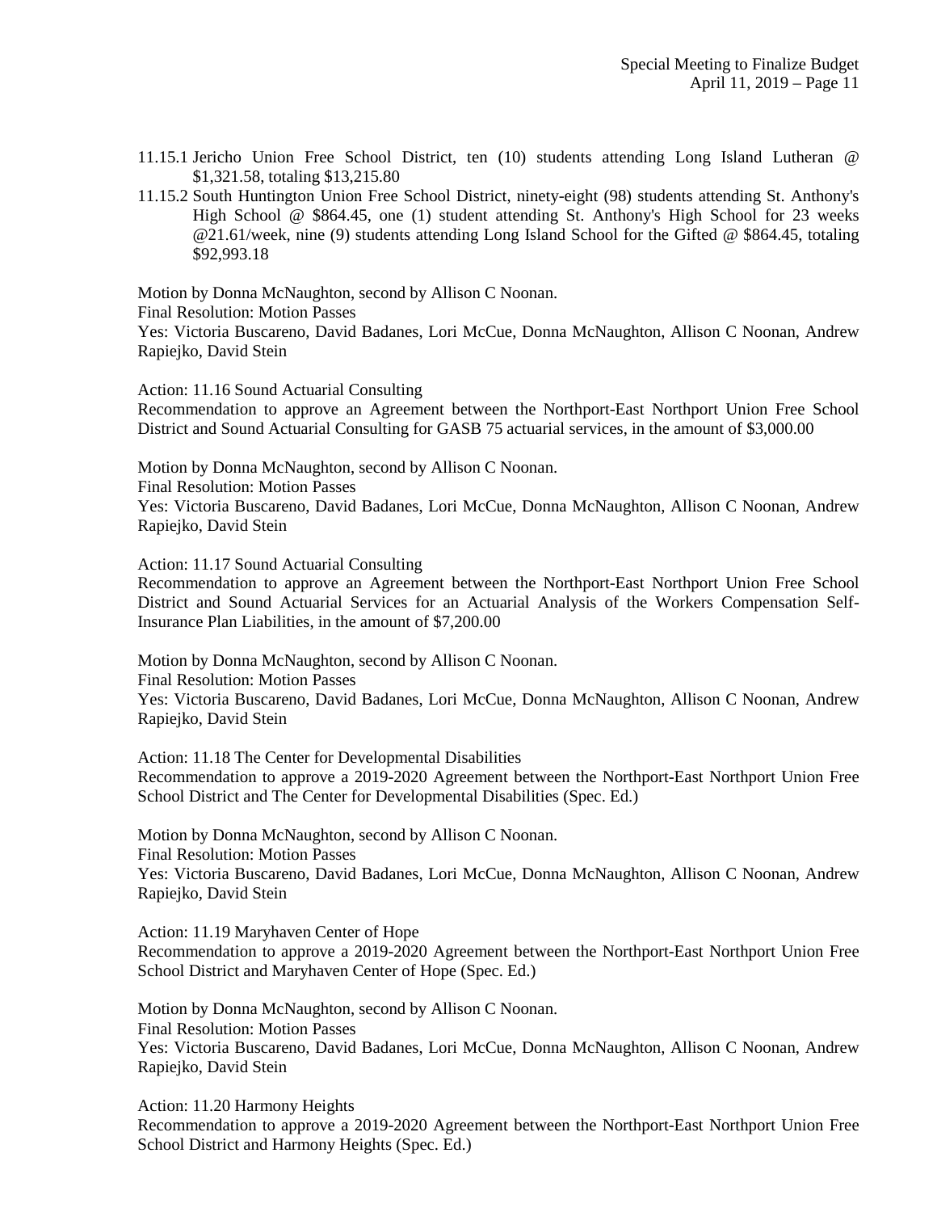11.15.1 Jericho Union Free School District, ten (10) students attending Long Island Lutheran @ $1,321.58, totaling $13,215.80

11.15.2 South Huntington Union Free School District, ninety-eight (98) students attending St. Anthony's High School @ $864.45, one (1) student attending St. Anthony's High School for 23 weeks @21.61/week, nine (9) students attending Long Island School for the Gifted @ $864.45, totaling $92,993.18

Motion by Donna McNaughton, second by Allison C Noonan.
Final Resolution: Motion Passes
Yes: Victoria Buscareno, David Badanes, Lori McCue, Donna McNaughton, Allison C Noonan, Andrew Rapiejko, David Stein

Action: 11.16 Sound Actuarial Consulting
Recommendation to approve an Agreement between the Northport-East Northport Union Free School District and Sound Actuarial Consulting for GASB 75 actuarial services, in the amount of $3,000.00

Motion by Donna McNaughton, second by Allison C Noonan.
Final Resolution: Motion Passes
Yes: Victoria Buscareno, David Badanes, Lori McCue, Donna McNaughton, Allison C Noonan, Andrew Rapiejko, David Stein

Action: 11.17 Sound Actuarial Consulting
Recommendation to approve an Agreement between the Northport-East Northport Union Free School District and Sound Actuarial Services for an Actuarial Analysis of the Workers Compensation Self-Insurance Plan Liabilities, in the amount of $7,200.00

Motion by Donna McNaughton, second by Allison C Noonan.
Final Resolution: Motion Passes
Yes: Victoria Buscareno, David Badanes, Lori McCue, Donna McNaughton, Allison C Noonan, Andrew Rapiejko, David Stein

Action: 11.18 The Center for Developmental Disabilities
Recommendation to approve a 2019-2020 Agreement between the Northport-East Northport Union Free School District and The Center for Developmental Disabilities (Spec. Ed.)

Motion by Donna McNaughton, second by Allison C Noonan.
Final Resolution: Motion Passes
Yes: Victoria Buscareno, David Badanes, Lori McCue, Donna McNaughton, Allison C Noonan, Andrew Rapiejko, David Stein

Action: 11.19 Maryhaven Center of Hope
Recommendation to approve a 2019-2020 Agreement between the Northport-East Northport Union Free School District and Maryhaven Center of Hope (Spec. Ed.)

Motion by Donna McNaughton, second by Allison C Noonan.
Final Resolution: Motion Passes
Yes: Victoria Buscareno, David Badanes, Lori McCue, Donna McNaughton, Allison C Noonan, Andrew Rapiejko, David Stein

Action: 11.20 Harmony Heights
Recommendation to approve a 2019-2020 Agreement between the Northport-East Northport Union Free School District and Harmony Heights (Spec. Ed.)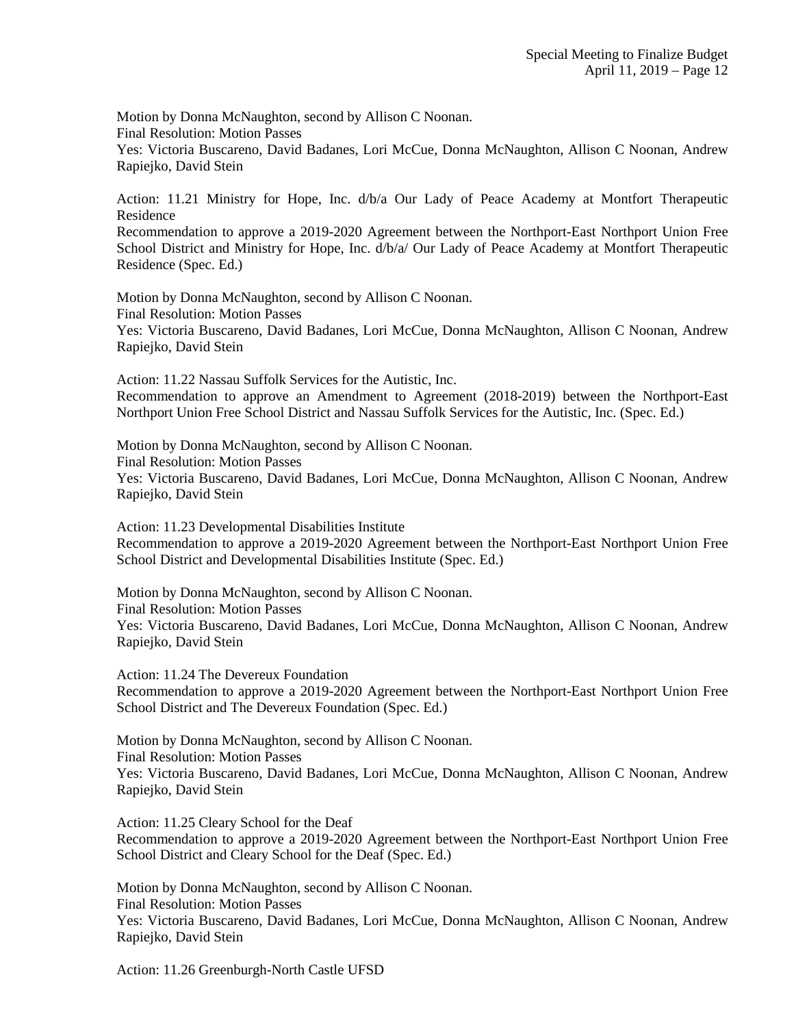Motion by Donna McNaughton, second by Allison C Noonan.
Final Resolution: Motion Passes
Yes: Victoria Buscareno, David Badanes, Lori McCue, Donna McNaughton, Allison C Noonan, Andrew Rapiejko, David Stein

Action: 11.21 Ministry for Hope, Inc. d/b/a Our Lady of Peace Academy at Montfort Therapeutic Residence
Recommendation to approve a 2019-2020 Agreement between the Northport-East Northport Union Free School District and Ministry for Hope, Inc. d/b/a/ Our Lady of Peace Academy at Montfort Therapeutic Residence (Spec. Ed.)

Motion by Donna McNaughton, second by Allison C Noonan.
Final Resolution: Motion Passes
Yes: Victoria Buscareno, David Badanes, Lori McCue, Donna McNaughton, Allison C Noonan, Andrew Rapiejko, David Stein

Action: 11.22 Nassau Suffolk Services for the Autistic, Inc.
Recommendation to approve an Amendment to Agreement (2018-2019) between the Northport-East Northport Union Free School District and Nassau Suffolk Services for the Autistic, Inc. (Spec. Ed.)

Motion by Donna McNaughton, second by Allison C Noonan.
Final Resolution: Motion Passes
Yes: Victoria Buscareno, David Badanes, Lori McCue, Donna McNaughton, Allison C Noonan, Andrew Rapiejko, David Stein

Action: 11.23 Developmental Disabilities Institute
Recommendation to approve a 2019-2020 Agreement between the Northport-East Northport Union Free School District and Developmental Disabilities Institute (Spec. Ed.)

Motion by Donna McNaughton, second by Allison C Noonan.
Final Resolution: Motion Passes
Yes: Victoria Buscareno, David Badanes, Lori McCue, Donna McNaughton, Allison C Noonan, Andrew Rapiejko, David Stein

Action: 11.24 The Devereux Foundation
Recommendation to approve a 2019-2020 Agreement between the Northport-East Northport Union Free School District and The Devereux Foundation (Spec. Ed.)

Motion by Donna McNaughton, second by Allison C Noonan.
Final Resolution: Motion Passes
Yes: Victoria Buscareno, David Badanes, Lori McCue, Donna McNaughton, Allison C Noonan, Andrew Rapiejko, David Stein

Action: 11.25 Cleary School for the Deaf
Recommendation to approve a 2019-2020 Agreement between the Northport-East Northport Union Free School District and Cleary School for the Deaf (Spec. Ed.)

Motion by Donna McNaughton, second by Allison C Noonan.
Final Resolution: Motion Passes
Yes: Victoria Buscareno, David Badanes, Lori McCue, Donna McNaughton, Allison C Noonan, Andrew Rapiejko, David Stein

Action: 11.26 Greenburgh-North Castle UFSD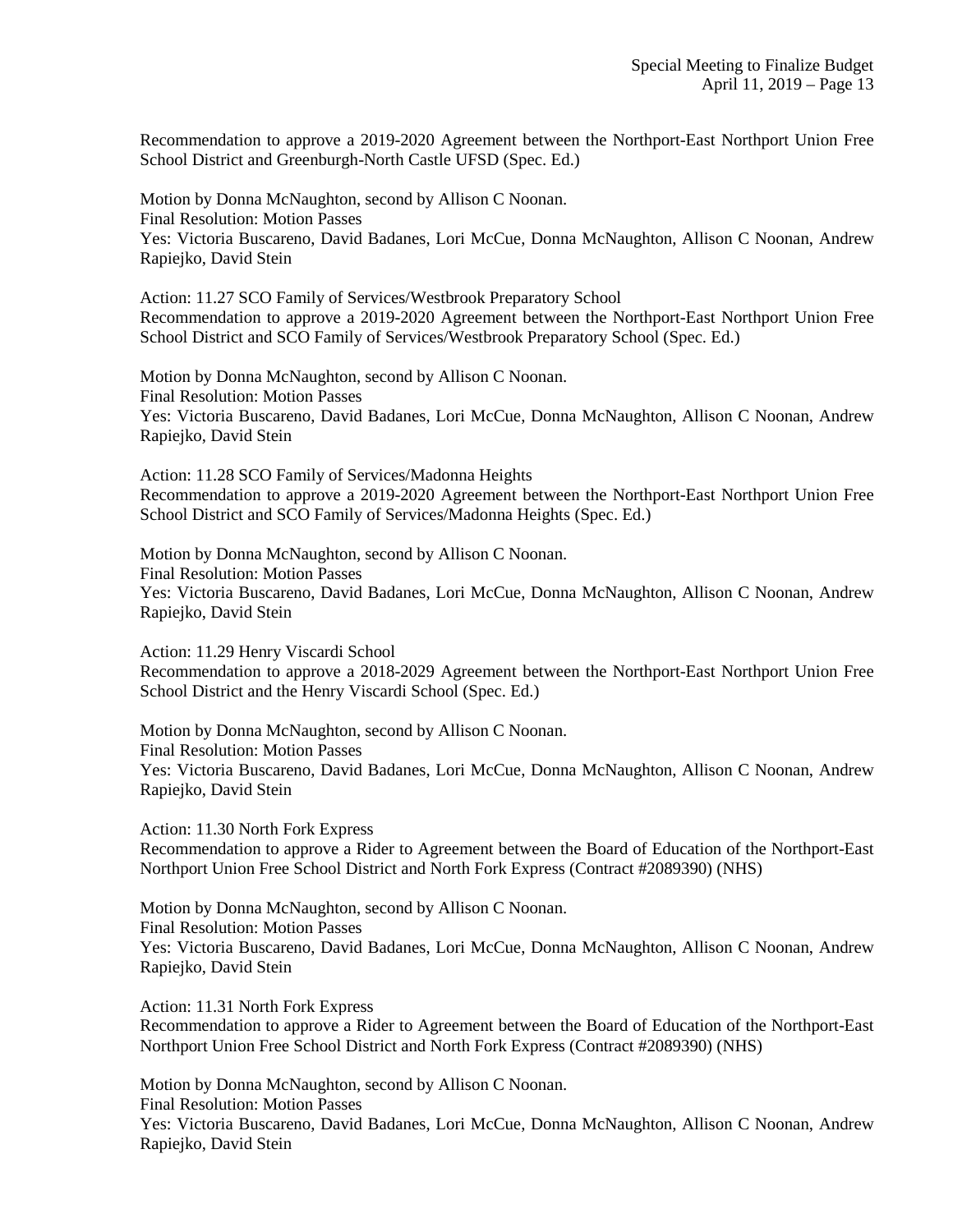Recommendation to approve a 2019-2020 Agreement between the Northport-East Northport Union Free School District and Greenburgh-North Castle UFSD (Spec. Ed.)

Motion by Donna McNaughton, second by Allison C Noonan.
Final Resolution: Motion Passes
Yes: Victoria Buscareno, David Badanes, Lori McCue, Donna McNaughton, Allison C Noonan, Andrew Rapiejko, David Stein

Action: 11.27 SCO Family of Services/Westbrook Preparatory School
Recommendation to approve a 2019-2020 Agreement between the Northport-East Northport Union Free School District and SCO Family of Services/Westbrook Preparatory School (Spec. Ed.)

Motion by Donna McNaughton, second by Allison C Noonan.
Final Resolution: Motion Passes
Yes: Victoria Buscareno, David Badanes, Lori McCue, Donna McNaughton, Allison C Noonan, Andrew Rapiejko, David Stein

Action: 11.28 SCO Family of Services/Madonna Heights
Recommendation to approve a 2019-2020 Agreement between the Northport-East Northport Union Free School District and SCO Family of Services/Madonna Heights (Spec. Ed.)

Motion by Donna McNaughton, second by Allison C Noonan.
Final Resolution: Motion Passes
Yes: Victoria Buscareno, David Badanes, Lori McCue, Donna McNaughton, Allison C Noonan, Andrew Rapiejko, David Stein

Action: 11.29 Henry Viscardi School
Recommendation to approve a 2018-2029 Agreement between the Northport-East Northport Union Free School District and the Henry Viscardi School (Spec. Ed.)

Motion by Donna McNaughton, second by Allison C Noonan.
Final Resolution: Motion Passes
Yes: Victoria Buscareno, David Badanes, Lori McCue, Donna McNaughton, Allison C Noonan, Andrew Rapiejko, David Stein

Action: 11.30 North Fork Express
Recommendation to approve a Rider to Agreement between the Board of Education of the Northport-East Northport Union Free School District and North Fork Express (Contract #2089390) (NHS)

Motion by Donna McNaughton, second by Allison C Noonan.
Final Resolution: Motion Passes
Yes: Victoria Buscareno, David Badanes, Lori McCue, Donna McNaughton, Allison C Noonan, Andrew Rapiejko, David Stein

Action: 11.31 North Fork Express
Recommendation to approve a Rider to Agreement between the Board of Education of the Northport-East Northport Union Free School District and North Fork Express (Contract #2089390) (NHS)

Motion by Donna McNaughton, second by Allison C Noonan.
Final Resolution: Motion Passes
Yes: Victoria Buscareno, David Badanes, Lori McCue, Donna McNaughton, Allison C Noonan, Andrew Rapiejko, David Stein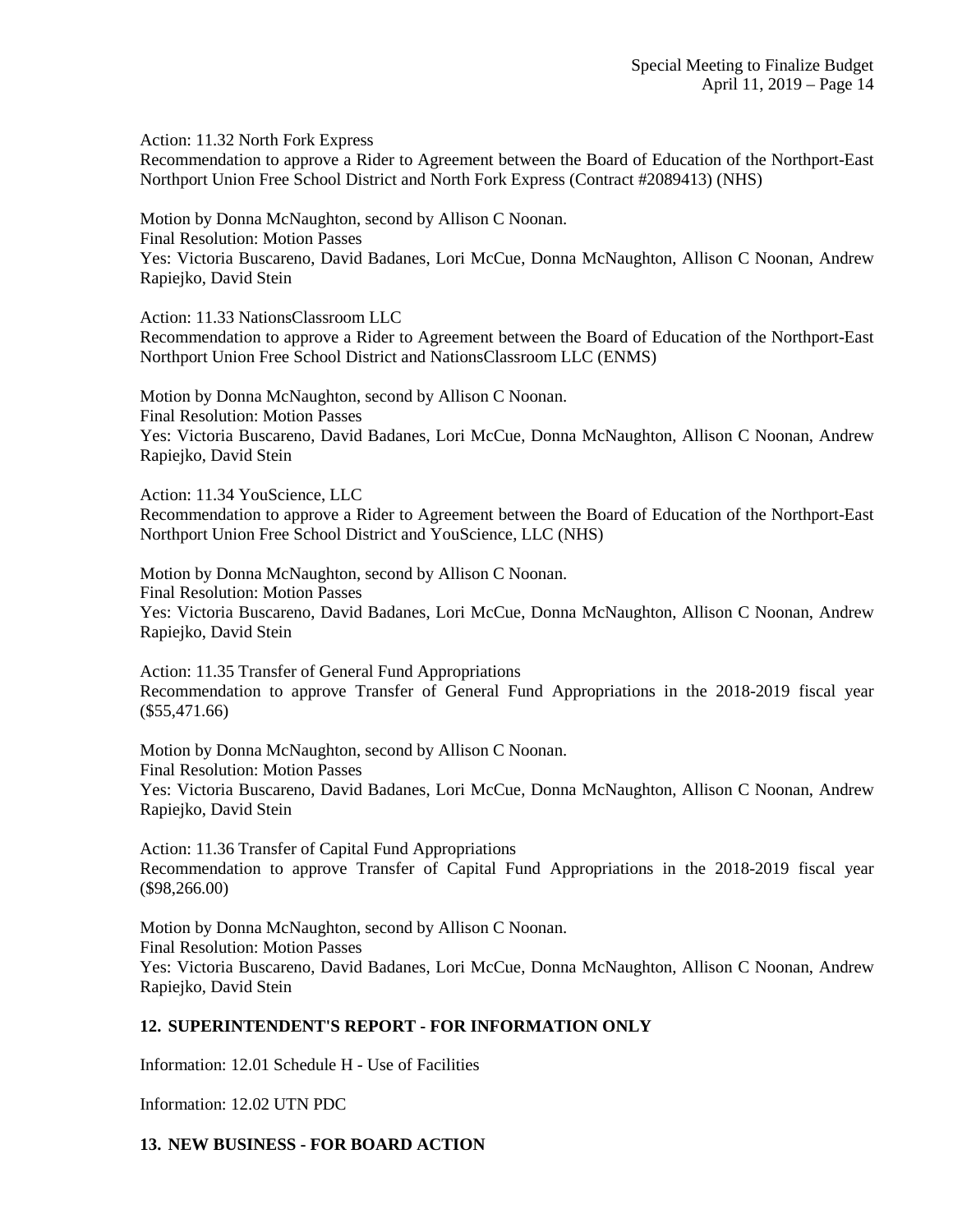Action: 11.32 North Fork Express
Recommendation to approve a Rider to Agreement between the Board of Education of the Northport-East Northport Union Free School District and North Fork Express (Contract #2089413) (NHS)

Motion by Donna McNaughton, second by Allison C Noonan.
Final Resolution: Motion Passes
Yes: Victoria Buscareno, David Badanes, Lori McCue, Donna McNaughton, Allison C Noonan, Andrew Rapiejko, David Stein

Action: 11.33 NationsClassroom LLC
Recommendation to approve a Rider to Agreement between the Board of Education of the Northport-East Northport Union Free School District and NationsClassroom LLC (ENMS)

Motion by Donna McNaughton, second by Allison C Noonan.
Final Resolution: Motion Passes
Yes: Victoria Buscareno, David Badanes, Lori McCue, Donna McNaughton, Allison C Noonan, Andrew Rapiejko, David Stein

Action: 11.34 YouScience, LLC
Recommendation to approve a Rider to Agreement between the Board of Education of the Northport-East Northport Union Free School District and YouScience, LLC (NHS)

Motion by Donna McNaughton, second by Allison C Noonan.
Final Resolution: Motion Passes
Yes: Victoria Buscareno, David Badanes, Lori McCue, Donna McNaughton, Allison C Noonan, Andrew Rapiejko, David Stein

Action: 11.35 Transfer of General Fund Appropriations
Recommendation to approve Transfer of General Fund Appropriations in the 2018-2019 fiscal year ($55,471.66)

Motion by Donna McNaughton, second by Allison C Noonan.
Final Resolution: Motion Passes
Yes: Victoria Buscareno, David Badanes, Lori McCue, Donna McNaughton, Allison C Noonan, Andrew Rapiejko, David Stein

Action: 11.36 Transfer of Capital Fund Appropriations
Recommendation to approve Transfer of Capital Fund Appropriations in the 2018-2019 fiscal year ($98,266.00)

Motion by Donna McNaughton, second by Allison C Noonan.
Final Resolution: Motion Passes
Yes: Victoria Buscareno, David Badanes, Lori McCue, Donna McNaughton, Allison C Noonan, Andrew Rapiejko, David Stein

## 12. SUPERINTENDENT'S REPORT - FOR INFORMATION ONLY

Information: 12.01 Schedule H - Use of Facilities

Information: 12.02 UTN PDC

## 13. NEW BUSINESS - FOR BOARD ACTION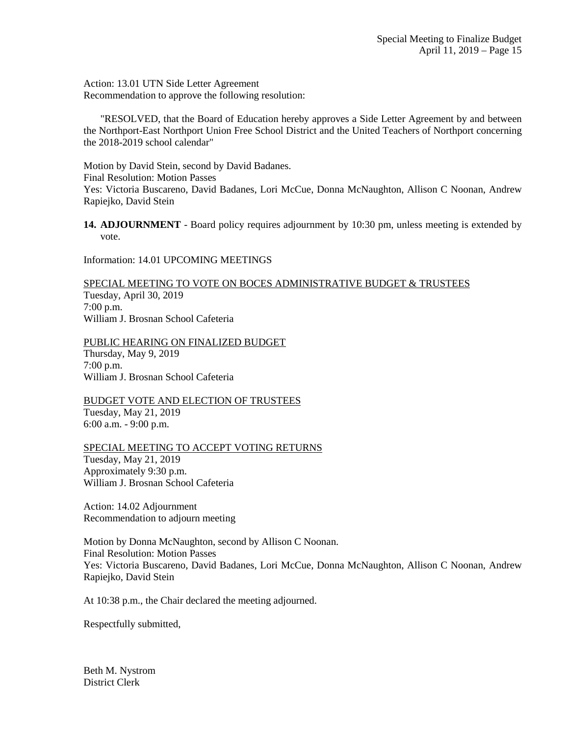Action: 13.01 UTN Side Letter Agreement
Recommendation to approve the following resolution:

"RESOLVED, that the Board of Education hereby approves a Side Letter Agreement by and between the Northport-East Northport Union Free School District and the United Teachers of Northport concerning the 2018-2019 school calendar"

Motion by David Stein, second by David Badanes.
Final Resolution: Motion Passes
Yes: Victoria Buscareno, David Badanes, Lori McCue, Donna McNaughton, Allison C Noonan, Andrew Rapiejko, David Stein

**14. ADJOURNMENT** - Board policy requires adjournment by 10:30 pm, unless meeting is extended by vote.

Information: 14.01 UPCOMING MEETINGS

SPECIAL MEETING TO VOTE ON BOCES ADMINISTRATIVE BUDGET & TRUSTEES
Tuesday, April 30, 2019
7:00 p.m.
William J. Brosnan School Cafeteria

PUBLIC HEARING ON FINALIZED BUDGET
Thursday, May 9, 2019
7:00 p.m.
William J. Brosnan School Cafeteria

BUDGET VOTE AND ELECTION OF TRUSTEES
Tuesday, May 21, 2019
6:00 a.m. - 9:00 p.m.

SPECIAL MEETING TO ACCEPT VOTING RETURNS
Tuesday, May 21, 2019
Approximately 9:30 p.m.
William J. Brosnan School Cafeteria

Action: 14.02 Adjournment
Recommendation to adjourn meeting

Motion by Donna McNaughton, second by Allison C Noonan.
Final Resolution: Motion Passes
Yes: Victoria Buscareno, David Badanes, Lori McCue, Donna McNaughton, Allison C Noonan, Andrew Rapiejko, David Stein

At 10:38 p.m., the Chair declared the meeting adjourned.

Respectfully submitted,

Beth M. Nystrom
District Clerk